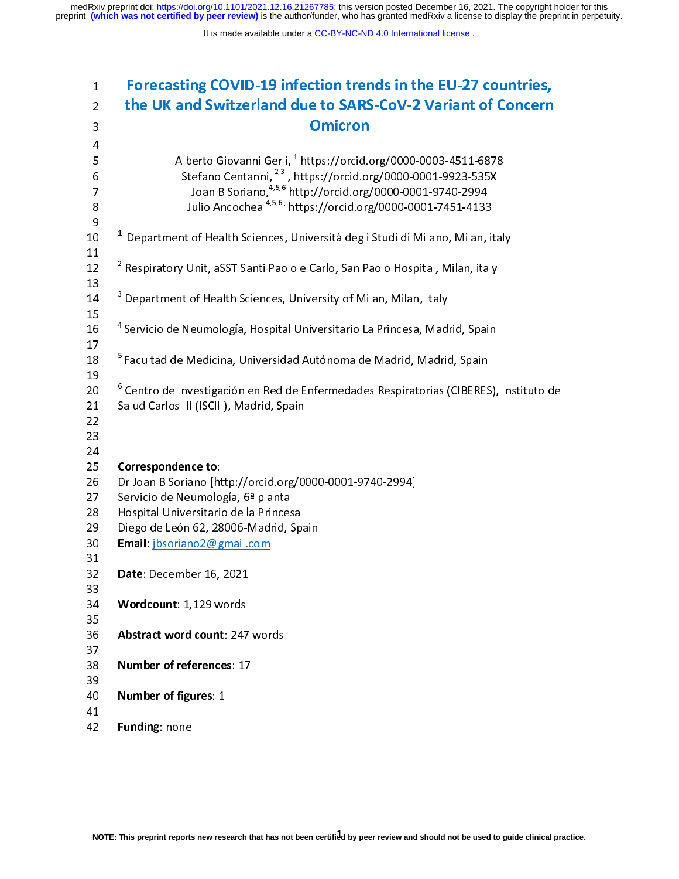# Forecasting COVID-19 infection trends in the EU-27 countries, the UK and Switzerland due to SARS-CoV-2 Variant of Concern Omicron

Alberto Giovanni Gerli, [1] https://orcid.org/0000-0003-4511-6878
Stefano Centanni, [2,3] , https://orcid.org/0000-0001-9923-535X
Joan B Soriano,[4,5,6] http://orcid.org/0000-0001-9740-2994
Julio Ancochea [4,5,6], https://orcid.org/0000-0001-7451-4133

[1] Department of Health Sciences, Università degli Studi di Milano, Milan, italy

[2] Respiratory Unit, aSST Santi Paolo e Carlo, San Paolo Hospital, Milan, italy

[3] Department of Health Sciences, University of Milan, Milan, Italy

[4] Servicio de Neumología, Hospital Universitario La Princesa, Madrid, Spain

[5] Facultad de Medicina, Universidad Autónoma de Madrid, Madrid, Spain

[6] Centro de Investigación en Red de Enfermedades Respiratorias (CIBERES), Instituto de Salud Carlos III (ISCIII), Madrid, Spain

**Correspondence to**:
Dr Joan B Soriano [http://orcid.org/0000-0001-9740-2994]
Servicio de Neumología, 6ª planta
Hospital Universitario de la Princesa
Diego de León 62, 28006-Madrid, Spain
**Email**: jbsoriano2@gmail.com

**Date**: December 16, 2021

**Wordcount**: 1,129 words

**Abstract word count**: 247 words

**Number of references**: 17

**Number of figures**: 1

**Funding**: none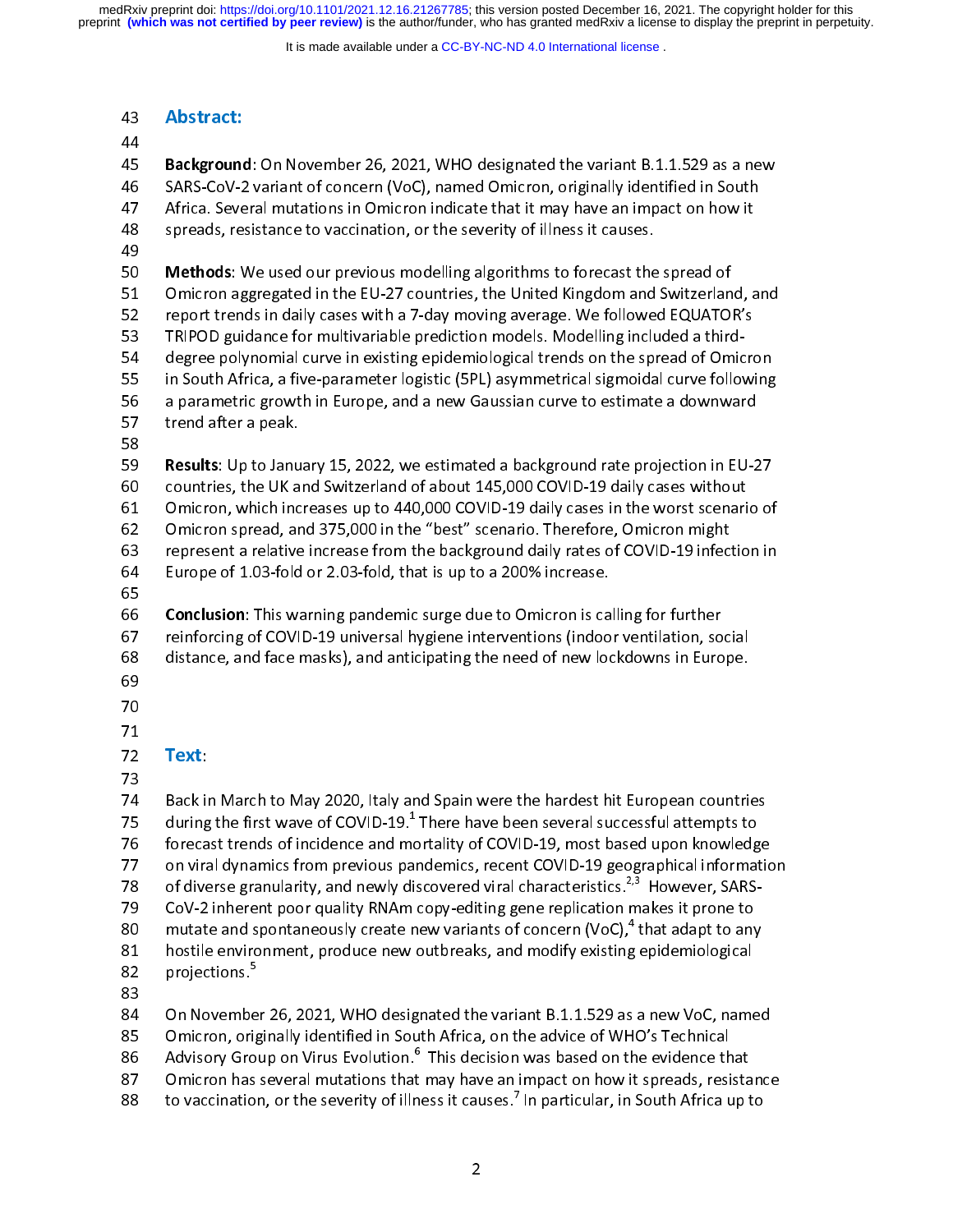## Abstract:

**Background**: On November 26, 2021, WHO designated the variant B.1.1.529 as a new SARS-CoV-2 variant of concern (VoC), named Omicron, originally identified in South Africa. Several mutations in Omicron indicate that it may have an impact on how it spreads, resistance to vaccination, or the severity of illness it causes.

**Methods**: We used our previous modelling algorithms to forecast the spread of Omicron aggregated in the EU-27 countries, the United Kingdom and Switzerland, and report trends in daily cases with a 7-day moving average. We followed EQUATOR's TRIPOD guidance for multivariable prediction models. Modelling included a third-degree polynomial curve in existing epidemiological trends on the spread of Omicron in South Africa, a five-parameter logistic (5PL) asymmetrical sigmoidal curve following a parametric growth in Europe, and a new Gaussian curve to estimate a downward trend after a peak.

**Results**: Up to January 15, 2022, we estimated a background rate projection in EU-27 countries, the UK and Switzerland of about 145,000 COVID-19 daily cases without Omicron, which increases up to 440,000 COVID-19 daily cases in the worst scenario of Omicron spread, and 375,000 in the "best" scenario. Therefore, Omicron might represent a relative increase from the background daily rates of COVID-19 infection in Europe of 1.03-fold or 2.03-fold, that is up to a 200% increase.

**Conclusion**: This warning pandemic surge due to Omicron is calling for further reinforcing of COVID-19 universal hygiene interventions (indoor ventilation, social distance, and face masks), and anticipating the need of new lockdowns in Europe.

## Text:

Back in March to May 2020, Italy and Spain were the hardest hit European countries during the first wave of COVID-19.[1] There have been several successful attempts to forecast trends of incidence and mortality of COVID-19, most based upon knowledge on viral dynamics from previous pandemics, recent COVID-19 geographical information of diverse granularity, and newly discovered viral characteristics.[2,3] However, SARS-CoV-2 inherent poor quality RNAm copy-editing gene replication makes it prone to mutate and spontaneously create new variants of concern (VoC),[4] that adapt to any hostile environment, produce new outbreaks, and modify existing epidemiological projections.[5]

On November 26, 2021, WHO designated the variant B.1.1.529 as a new VoC, named Omicron, originally identified in South Africa, on the advice of WHO's Technical Advisory Group on Virus Evolution.[6] This decision was based on the evidence that Omicron has several mutations that may have an impact on how it spreads, resistance to vaccination, or the severity of illness it causes.[7] In particular, in South Africa up to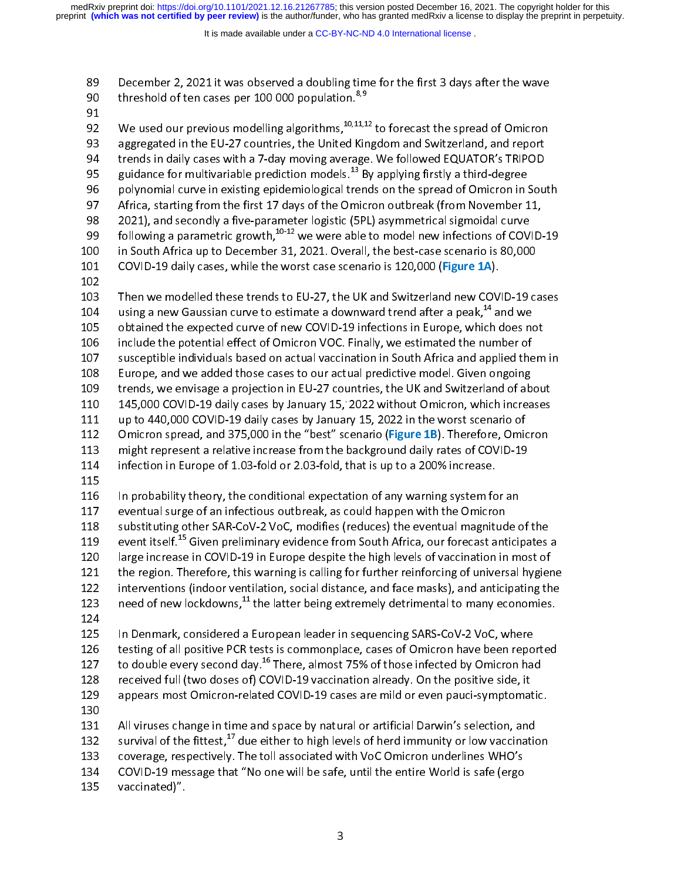December 2, 2021 it was observed a doubling time for the first 3 days after the wave threshold of ten cases per 100 000 population.[8,9]

We used our previous modelling algorithms,[10,11,12] to forecast the spread of Omicron aggregated in the EU-27 countries, the United Kingdom and Switzerland, and report trends in daily cases with a 7-day moving average. We followed EQUATOR's TRIPOD guidance for multivariable prediction models.[13] By applying firstly a third-degree polynomial curve in existing epidemiological trends on the spread of Omicron in South Africa, starting from the first 17 days of the Omicron outbreak (from November 11, 2021), and secondly a five-parameter logistic (5PL) asymmetrical sigmoidal curve following a parametric growth,[10-12] we were able to model new infections of COVID-19 in South Africa up to December 31, 2021. Overall, the best-case scenario is 80,000 COVID-19 daily cases, while the worst case scenario is 120,000 (**Figure 1A**).

Then we modelled these trends to EU-27, the UK and Switzerland new COVID-19 cases using a new Gaussian curve to estimate a downward trend after a peak,[14] and we obtained the expected curve of new COVID-19 infections in Europe, which does not include the potential effect of Omicron VOC. Finally, we estimated the number of susceptible individuals based on actual vaccination in South Africa and applied them in Europe, and we added those cases to our actual predictive model. Given ongoing trends, we envisage a projection in EU-27 countries, the UK and Switzerland of about 145,000 COVID-19 daily cases by January 15, 2022 without Omicron, which increases up to 440,000 COVID-19 daily cases by January 15, 2022 in the worst scenario of Omicron spread, and 375,000 in the "best" scenario (**Figure 1B**). Therefore, Omicron might represent a relative increase from the background daily rates of COVID-19 infection in Europe of 1.03-fold or 2.03-fold, that is up to a 200% increase.

In probability theory, the conditional expectation of any warning system for an eventual surge of an infectious outbreak, as could happen with the Omicron substituting other SAR-CoV-2 VoC, modifies (reduces) the eventual magnitude of the event itself.[15] Given preliminary evidence from South Africa, our forecast anticipates a large increase in COVID-19 in Europe despite the high levels of vaccination in most of the region. Therefore, this warning is calling for further reinforcing of universal hygiene interventions (indoor ventilation, social distance, and face masks), and anticipating the need of new lockdowns,[11] the latter being extremely detrimental to many economies.

In Denmark, considered a European leader in sequencing SARS-CoV-2 VoC, where testing of all positive PCR tests is commonplace, cases of Omicron have been reported to double every second day.[16] There, almost 75% of those infected by Omicron had received full (two doses of) COVID-19 vaccination already. On the positive side, it appears most Omicron-related COVID-19 cases are mild or even pauci-symptomatic.

All viruses change in time and space by natural or artificial Darwin's selection, and survival of the fittest,[17] due either to high levels of herd immunity or low vaccination coverage, respectively. The toll associated with VoC Omicron underlines WHO's COVID-19 message that "No one will be safe, until the entire World is safe (ergo vaccinated)".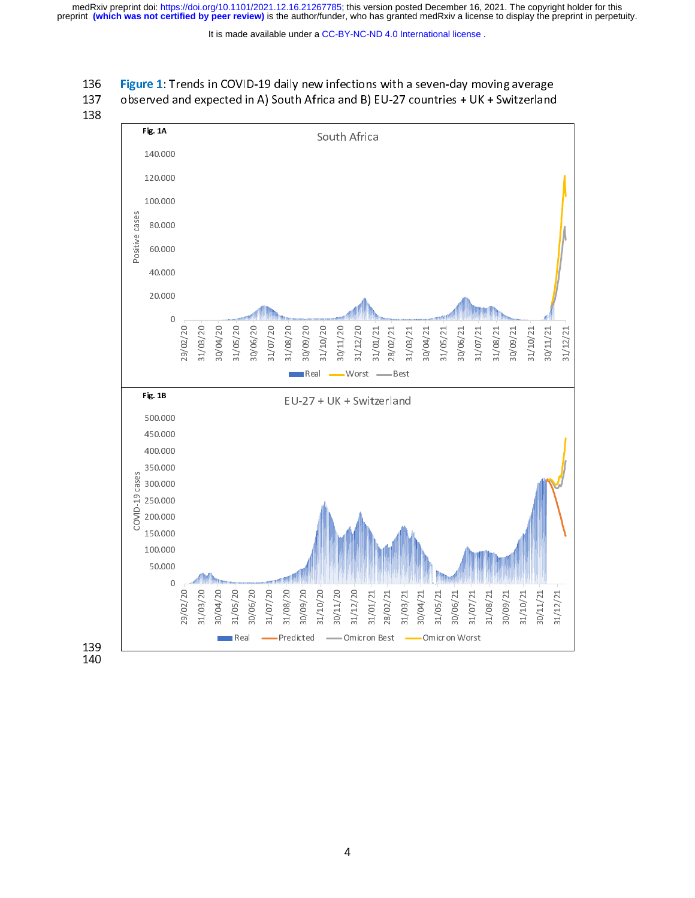**Figure 1**: Trends in COVID-19 daily new infections with a seven-day moving average observed and expected in A) South Africa and B) EU-27 countries + UK + Switzerland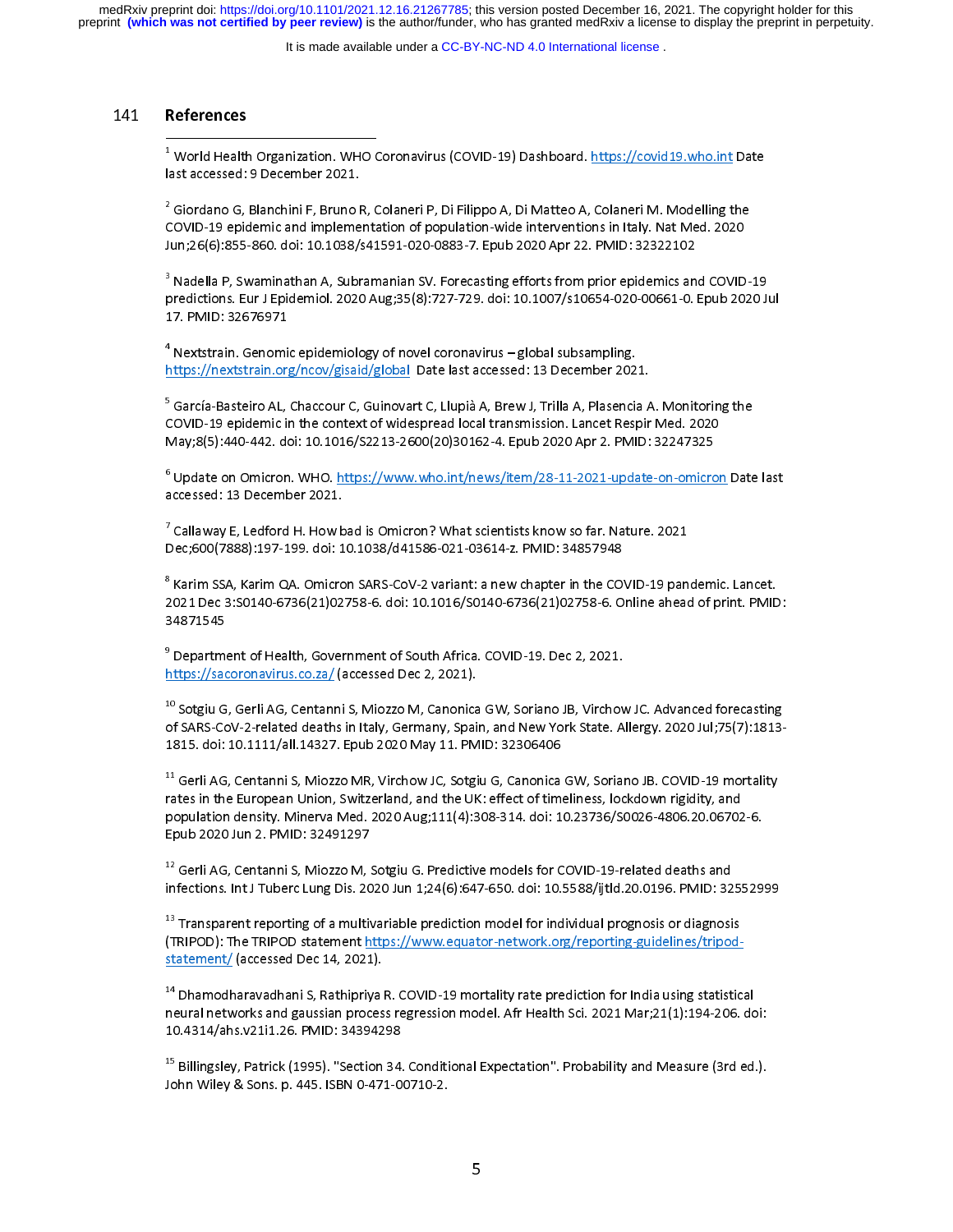## References

[1] World Health Organization. WHO Coronavirus (COVID-19) Dashboard. https://covid19.who.int Date last accessed: 9 December 2021.

[2] Giordano G, Blanchini F, Bruno R, Colaneri P, Di Filippo A, Di Matteo A, Colaneri M. Modelling the COVID-19 epidemic and implementation of population-wide interventions in Italy. Nat Med. 2020 Jun;26(6):855-860. doi: 10.1038/s41591-020-0883-7. Epub 2020 Apr 22. PMID: 32322102

[3] Nadella P, Swaminathan A, Subramanian SV. Forecasting efforts from prior epidemics and COVID-19 predictions. Eur J Epidemiol. 2020 Aug;35(8):727-729. doi: 10.1007/s10654-020-00661-0. Epub 2020 Jul 17. PMID: 32676971

[4] Nextstrain. Genomic epidemiology of novel coronavirus – global subsampling. https://nextstrain.org/ncov/gisaid/global Date last accessed: 13 December 2021.

[5] García-Basteiro AL, Chaccour C, Guinovart C, Llupià A, Brew J, Trilla A, Plasencia A. Monitoring the COVID-19 epidemic in the context of widespread local transmission. Lancet Respir Med. 2020 May;8(5):440-442. doi: 10.1016/S2213-2600(20)30162-4. Epub 2020 Apr 2. PMID: 32247325

[6] Update on Omicron. WHO. https://www.who.int/news/item/28-11-2021-update-on-omicron Date last accessed: 13 December 2021.

[7] Callaway E, Ledford H. How bad is Omicron? What scientists know so far. Nature. 2021 Dec;600(7888):197-199. doi: 10.1038/d41586-021-03614-z. PMID: 34857948

[8] Karim SSA, Karim QA. Omicron SARS-CoV-2 variant: a new chapter in the COVID-19 pandemic. Lancet. 2021 Dec 3:S0140-6736(21)02758-6. doi: 10.1016/S0140-6736(21)02758-6. Online ahead of print. PMID: 34871545

[9] Department of Health, Government of South Africa. COVID-19. Dec 2, 2021. https://sacoronavirus.co.za/ (accessed Dec 2, 2021).

[10] Sotgiu G, Gerli AG, Centanni S, Miozzo M, Canonica GW, Soriano JB, Virchow JC. Advanced forecasting of SARS-CoV-2-related deaths in Italy, Germany, Spain, and New York State. Allergy. 2020 Jul;75(7):1813-1815. doi: 10.1111/all.14327. Epub 2020 May 11. PMID: 32306406

[11] Gerli AG, Centanni S, Miozzo MR, Virchow JC, Sotgiu G, Canonica GW, Soriano JB. COVID-19 mortality rates in the European Union, Switzerland, and the UK: effect of timeliness, lockdown rigidity, and population density. Minerva Med. 2020 Aug;111(4):308-314. doi: 10.23736/S0026-4806.20.06702-6. Epub 2020 Jun 2. PMID: 32491297

[12] Gerli AG, Centanni S, Miozzo M, Sotgiu G. Predictive models for COVID-19-related deaths and infections. Int J Tuberc Lung Dis. 2020 Jun 1;24(6):647-650. doi: 10.5588/ijtld.20.0196. PMID: 32552999

[13] Transparent reporting of a multivariable prediction model for individual prognosis or diagnosis (TRIPOD): The TRIPOD statement https://www.equator-network.org/reporting-guidelines/tripod-statement/ (accessed Dec 14, 2021).

[14] Dhamodharavadhani S, Rathipriya R. COVID-19 mortality rate prediction for India using statistical neural networks and gaussian process regression model. Afr Health Sci. 2021 Mar;21(1):194-206. doi: 10.4314/ahs.v21i1.26. PMID: 34394298

[15] Billingsley, Patrick (1995). "Section 34. Conditional Expectation". Probability and Measure (3rd ed.). John Wiley & Sons. p. 445. ISBN 0-471-00710-2.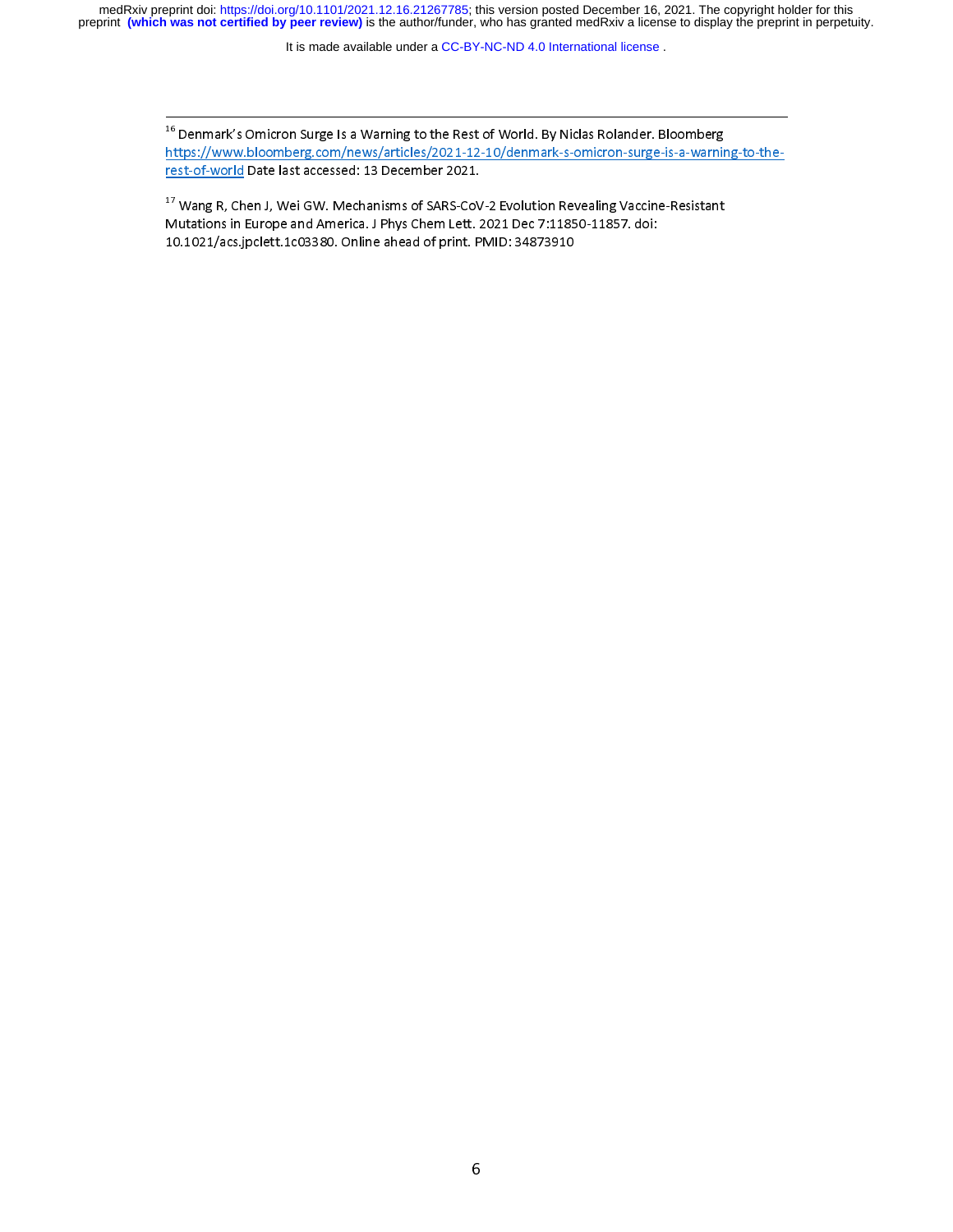[16] Denmark's Omicron Surge Is a Warning to the Rest of World. By Niclas Rolander. Bloomberg https://www.bloomberg.com/news/articles/2021-12-10/denmark-s-omicron-surge-is-a-warning-to-the-rest-of-world Date last accessed: 13 December 2021.

[17] Wang R, Chen J, Wei GW. Mechanisms of SARS-CoV-2 Evolution Revealing Vaccine-Resistant Mutations in Europe and America. J Phys Chem Lett. 2021 Dec 7:11850-11857. doi: 10.1021/acs.jpclett.1c03380. Online ahead of print. PMID: 34873910